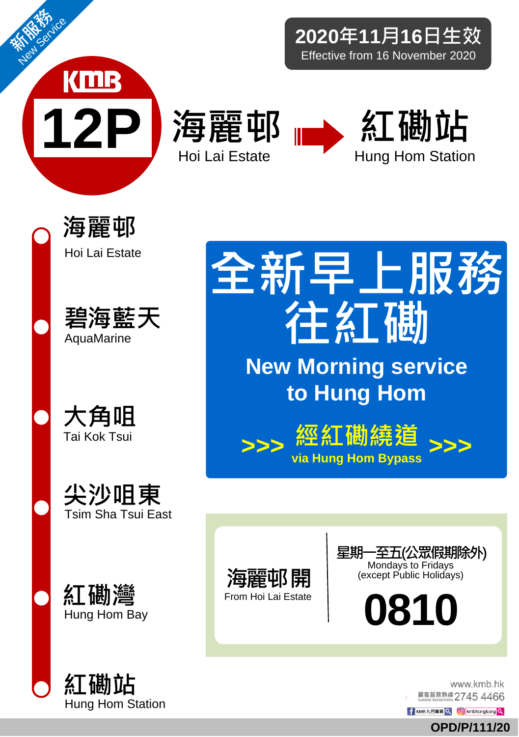新服務 New Service

2020年11月16日生效
Effective from 16 November 2020

# KMB 12P

## 海麗邨 Hoi Lai Estate → 紅磡站 Hung Hom Station

- 海麗邨 Hoi Lai Estate
- 碧海藍天 AquaMarine
- 大角咀 Tai Kok Tsui
- 尖沙咀東 Tsim Sha Tsui East
- 紅磡灣 Hung Hom Bay
- 紅磡站 Hung Hom Station

## 全新早上服務往紅磡

## New Morning service to Hung Hom

>>> 經紅磡繞道 via Hung Hom Bypass >>>

| 海麗邨開 From Hoi Lai Estate | 星期一至五(公眾假期除外) Mondays to Fridays (except Public Holidays) |
|---|---|
| | **0810** |

www.kmb.hk

顧客服務熱線 Customer Service Hotline 2745 4466

KMB 九巴專頁 | kmbhongkong

OPD/P/111/20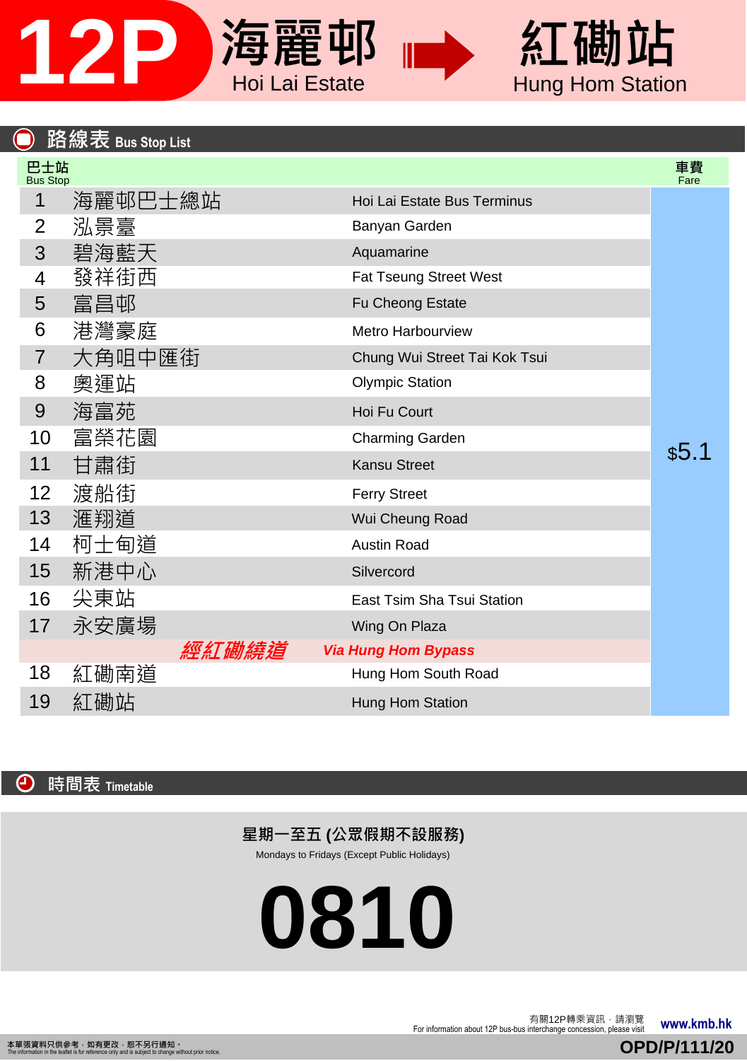# 12P 海麗邨 Hoi Lai Estate → 紅磡站 Hung Hom Station

## 路線表 Bus Stop List

| 巴士站 Bus Stop | | | 車費 Fare |
|---|---|---|---|
| 1 | 海麗邨巴士總站 | Hoi Lai Estate Bus Terminus | $5.1 |
| 2 | 泓景臺 | Banyan Garden | |
| 3 | 碧海藍天 | Aquamarine | |
| 4 | 發祥街西 | Fat Tseung Street West | |
| 5 | 富昌邨 | Fu Cheong Estate | |
| 6 | 港灣豪庭 | Metro Harbourview | |
| 7 | 大角咀中匯街 | Chung Wui Street Tai Kok Tsui | |
| 8 | 奧運站 | Olympic Station | |
| 9 | 海富苑 | Hoi Fu Court | |
| 10 | 富榮花園 | Charming Garden | |
| 11 | 甘肅街 | Kansu Street | |
| 12 | 渡船街 | Ferry Street | |
| 13 | 滙翔道 | Wui Cheung Road | |
| 14 | 柯士甸道 | Austin Road | |
| 15 | 新港中心 | Silvercord | |
| 16 | 尖東站 | East Tsim Sha Tsui Station | |
| 17 | 永安廣場 | Wing On Plaza | |
| | *經紅磡繞道* | *Via Hung Hom Bypass* | |
| 18 | 紅磡南道 | Hung Hom South Road | |
| 19 | 紅磡站 | Hung Hom Station | |

## 時間表 Timetable

**星期一至五 (公眾假期不設服務)**

Mondays to Fridays (Except Public Holidays)

# 0810

有關12P轉乘資訊，請瀏覽
For information about 12P bus-bus interchange concession, please visit **www.kmb.hk**

本單張資料只供參考，如有更改，恕不另行通知。
The information in the leaflet is for reference only and is subject to change without prior notice.

OPD/P/111/20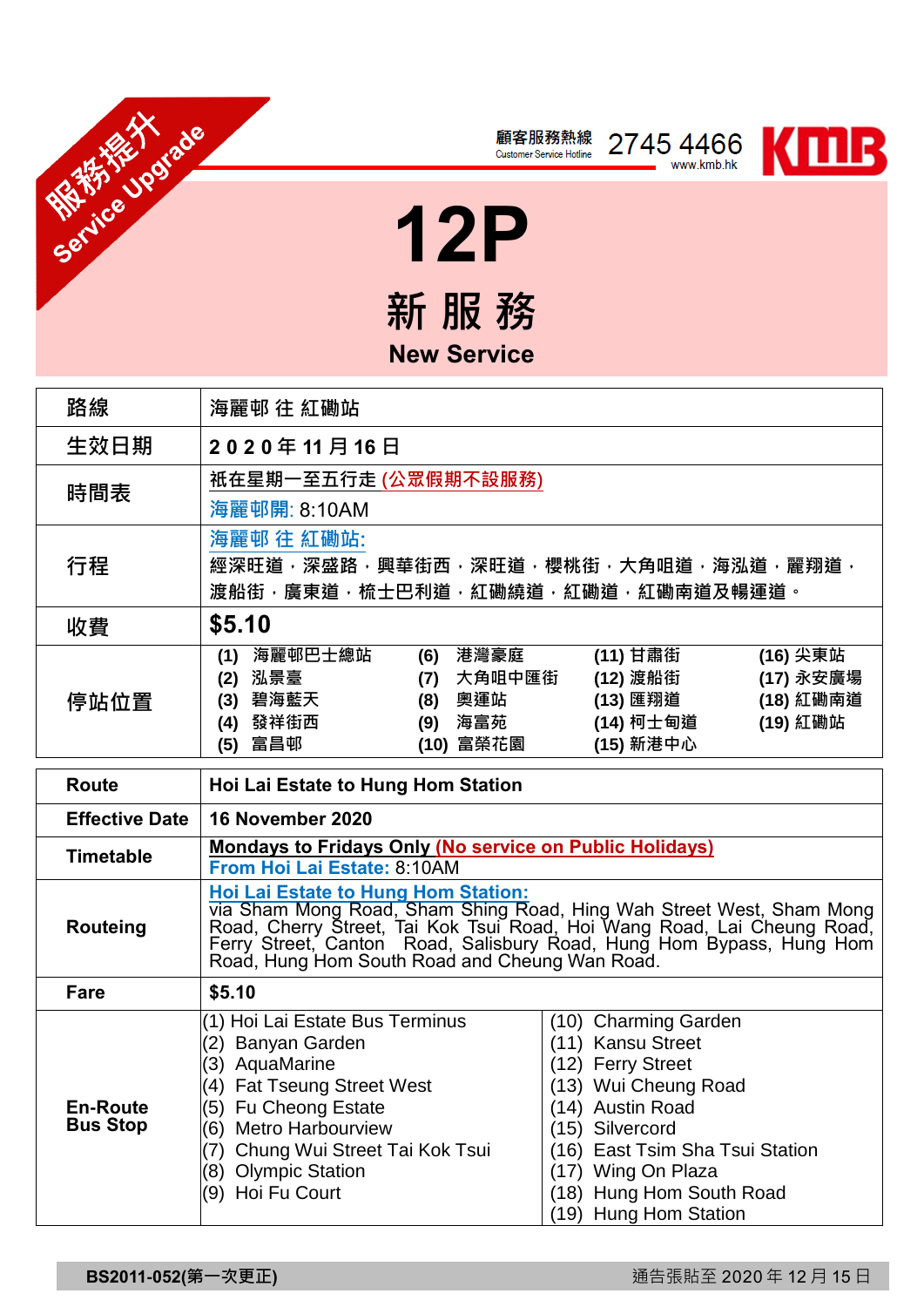服務提升 Service Upgrade

顧客服務熱線 Customer Service Hotline 2745 4466 www.kmb.hk

KMB

# 12P

## 新 服 務

## New Service

| | |
|---|---|
| 路線 | 海麗邨 往 紅磡站 |
| 生效日期 | 2 0 2 0 年 11 月 16 日 |
| 時間表 | 祇在星期一至五行走 (公眾假期不設服務)<br>海麗邨開: 8:10AM |
| 行程 | 海麗邨 往 紅磡站:<br>經深旺道，深盛路，興華街西，深旺道，櫻桃街，大角咀道，海泓道，麗翔道，渡船街，廣東道，梳士巴利道，紅磡繞道，紅磡道，紅磡南道及暢運道。 |
| 收費 | $5.10 |
| 停站位置 | (1) 海麗邨巴士總站 (2) 泓景臺 (3) 碧海藍天 (4) 發祥街西 (5) 富昌邨 (6) 港灣豪庭 (7) 大角咀中匯街 (8) 奧運站 (9) 海富苑 (10) 富榮花園 (11) 甘肅街 (12) 渡船街 (13) 匯翔道 (14) 柯士甸道 (15) 新港中心 (16) 尖東站 (17) 永安廣場 (18) 紅磡南道 (19) 紅磡站 |

| | |
|---|---|
| Route | Hoi Lai Estate to Hung Hom Station |
| Effective Date | 16 November 2020 |
| Timetable | Mondays to Fridays Only (No service on Public Holidays)<br>From Hoi Lai Estate: 8:10AM |
| Routeing | Hoi Lai Estate to Hung Hom Station:<br>via Sham Mong Road, Sham Shing Road, Hing Wah Street West, Sham Mong Road, Cherry Street, Tai Kok Tsui Road, Hoi Wang Road, Lai Cheung Road, Ferry Street, Canton Road, Salisbury Road, Hung Hom Bypass, Hung Hom Road, Hung Hom South Road and Cheung Wan Road. |
| Fare | $5.10 |
| En-Route Bus Stop | (1) Hoi Lai Estate Bus Terminus (2) Banyan Garden (3) AquaMarine (4) Fat Tseung Street West (5) Fu Cheong Estate (6) Metro Harbourview (7) Chung Wui Street Tai Kok Tsui (8) Olympic Station (9) Hoi Fu Court (10) Charming Garden (11) Kansu Street (12) Ferry Street (13) Wui Cheung Road (14) Austin Road (15) Silvercord (16) East Tsim Sha Tsui Station (17) Wing On Plaza (18) Hung Hom South Road (19) Hung Hom Station |

BS2011-052(第一次更正) 通告張貼至 2020 年 12 月 15 日